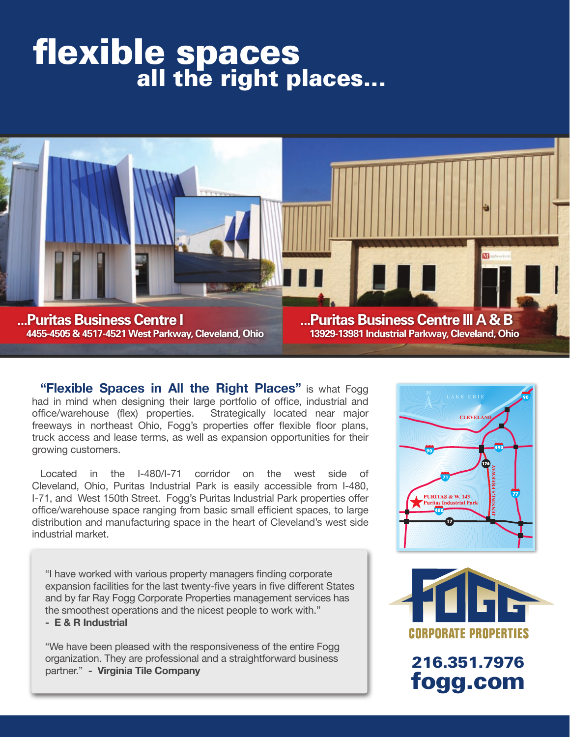# flexible spaces
## all the right places...

**...Puritas Business Centre I**
**4455-4505 & 4517-4521 West Parkway, Cleveland, Ohio**

**...Puritas Business Centre III A & B**
**13929-13981 Industrial Parkway, Cleveland, Ohio**

**"Flexible Spaces in All the Right Places"** is what Fogg had in mind when designing their large portfolio of office, industrial and office/warehouse (flex) properties. Strategically located near major freeways in northeast Ohio, Fogg's properties offer flexible floor plans, truck access and lease terms, as well as expansion opportunities for their growing customers.

Located in the I-480/I-71 corridor on the west side of Cleveland, Ohio, Puritas Industrial Park is easily accessible from I-480, I-71, and West 150th Street. Fogg's Puritas Industrial Park properties offer office/warehouse space ranging from basic small efficient spaces, to large distribution and manufacturing space in the heart of Cleveland's west side industrial market.

"I have worked with various property managers finding corporate expansion facilities for the last twenty-five years in five different States and by far Ray Fogg Corporate Properties management services has the smoothest operations and the nicest people to work with."
**- E & R Industrial**

"We have been pleased with the responsiveness of the entire Fogg organization. They are professional and a straightforward business partner." **- Virginia Tile Company**

LAKE ERIE
CLEVELAND
PURITAS & W. 143
Puritas Industrial Park
JENNINGS FREEWAY

**FOGG CORPORATE PROPERTIES**

**216.351.7976**
**fogg.com**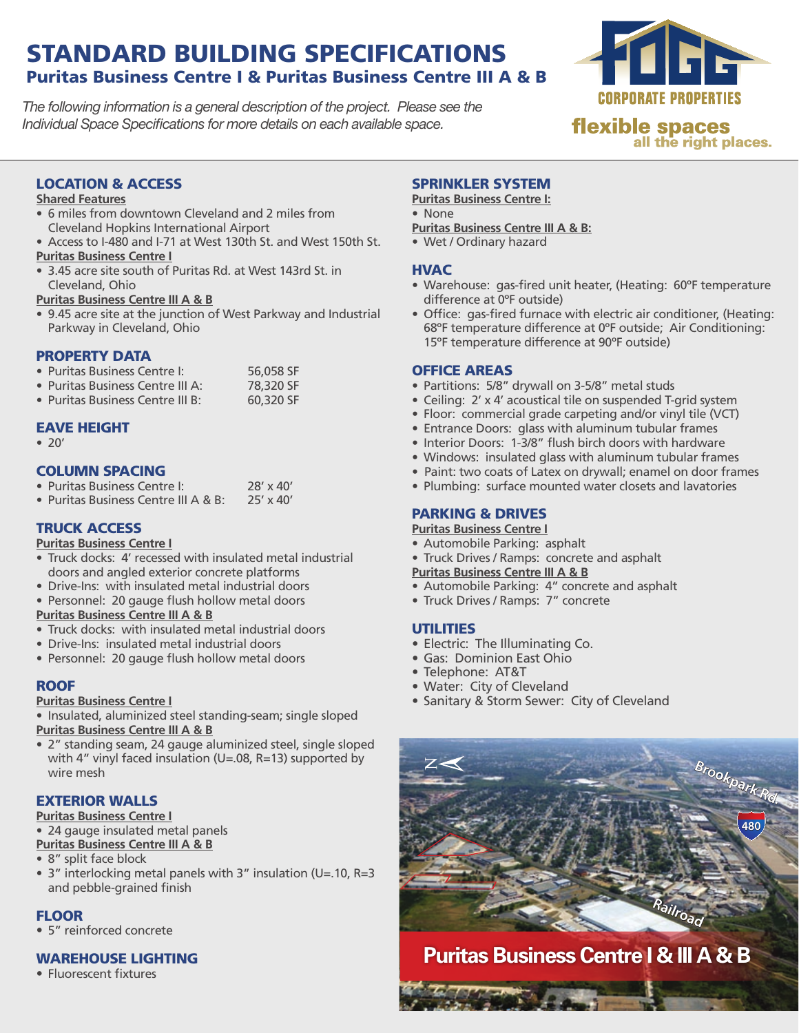# STANDARD BUILDING SPECIFICATIONS

## Puritas Business Centre I & Puritas Business Centre III A & B

*The following information is a general description of the project. Please see the Individual Space Specifications for more details on each available space.*

FOGG CORPORATE PROPERTIES

**flexible spaces all the right places.**

### LOCATION & ACCESS

**Shared Features**

- 6 miles from downtown Cleveland and 2 miles from Cleveland Hopkins International Airport
- Access to I-480 and I-71 at West 130th St. and West 150th St.

**Puritas Business Centre I**

- 3.45 acre site south of Puritas Rd. at West 143rd St. in Cleveland, Ohio

**Puritas Business Centre III A & B**

- 9.45 acre site at the junction of West Parkway and Industrial Parkway in Cleveland, Ohio

### PROPERTY DATA

- Puritas Business Centre I: 56,058 SF
- Puritas Business Centre III A: 78,320 SF
- Puritas Business Centre III B: 60,320 SF

### EAVE HEIGHT

- 20'

### COLUMN SPACING

- Puritas Business Centre I: 28' x 40'
- Puritas Business Centre III A & B: 25' x 40'

### TRUCK ACCESS

**Puritas Business Centre I**

- Truck docks: 4' recessed with insulated metal industrial doors and angled exterior concrete platforms
- Drive-Ins: with insulated metal industrial doors
- Personnel: 20 gauge flush hollow metal doors

**Puritas Business Centre III A & B**

- Truck docks: with insulated metal industrial doors
- Drive-Ins: insulated metal industrial doors
- Personnel: 20 gauge flush hollow metal doors

### ROOF

**Puritas Business Centre I**

- Insulated, aluminized steel standing-seam; single sloped

**Puritas Business Centre III A & B**

- 2" standing seam, 24 gauge aluminized steel, single sloped with 4" vinyl faced insulation (U=.08, R=13) supported by wire mesh

### EXTERIOR WALLS

**Puritas Business Centre I**

- 24 gauge insulated metal panels

**Puritas Business Centre III A & B**

- 8" split face block
- 3" interlocking metal panels with 3" insulation (U=.10, R=3 and pebble-grained finish

### FLOOR

- 5" reinforced concrete

### WAREHOUSE LIGHTING

- Fluorescent fixtures

### SPRINKLER SYSTEM

**Puritas Business Centre I:**

- None

**Puritas Business Centre III A & B:**

- Wet / Ordinary hazard

### HVAC

- Warehouse: gas-fired unit heater, (Heating: 60ºF temperature difference at 0ºF outside)
- Office: gas-fired furnace with electric air conditioner, (Heating: 68ºF temperature difference at 0ºF outside; Air Conditioning: 15ºF temperature difference at 90ºF outside)

### OFFICE AREAS

- Partitions: 5/8" drywall on 3-5/8" metal studs
- Ceiling: 2' x 4' acoustical tile on suspended T-grid system
- Floor: commercial grade carpeting and/or vinyl tile (VCT)
- Entrance Doors: glass with aluminum tubular frames
- Interior Doors: 1-3/8" flush birch doors with hardware
- Windows: insulated glass with aluminum tubular frames
- Paint: two coats of Latex on drywall; enamel on door frames
- Plumbing: surface mounted water closets and lavatories

### PARKING & DRIVES

**Puritas Business Centre I**

- Automobile Parking: asphalt
- Truck Drives / Ramps: concrete and asphalt

**Puritas Business Centre III A & B**

- Automobile Parking: 4" concrete and asphalt
- Truck Drives / Ramps: 7" concrete

### UTILITIES

- Electric: The Illuminating Co.
- Gas: Dominion East Ohio
- Telephone: AT&T
- Water: City of Cleveland
- Sanitary & Storm Sewer: City of Cleveland

Brookpark Rd. 480 Railroad

**Puritas Business Centre I & III A & B**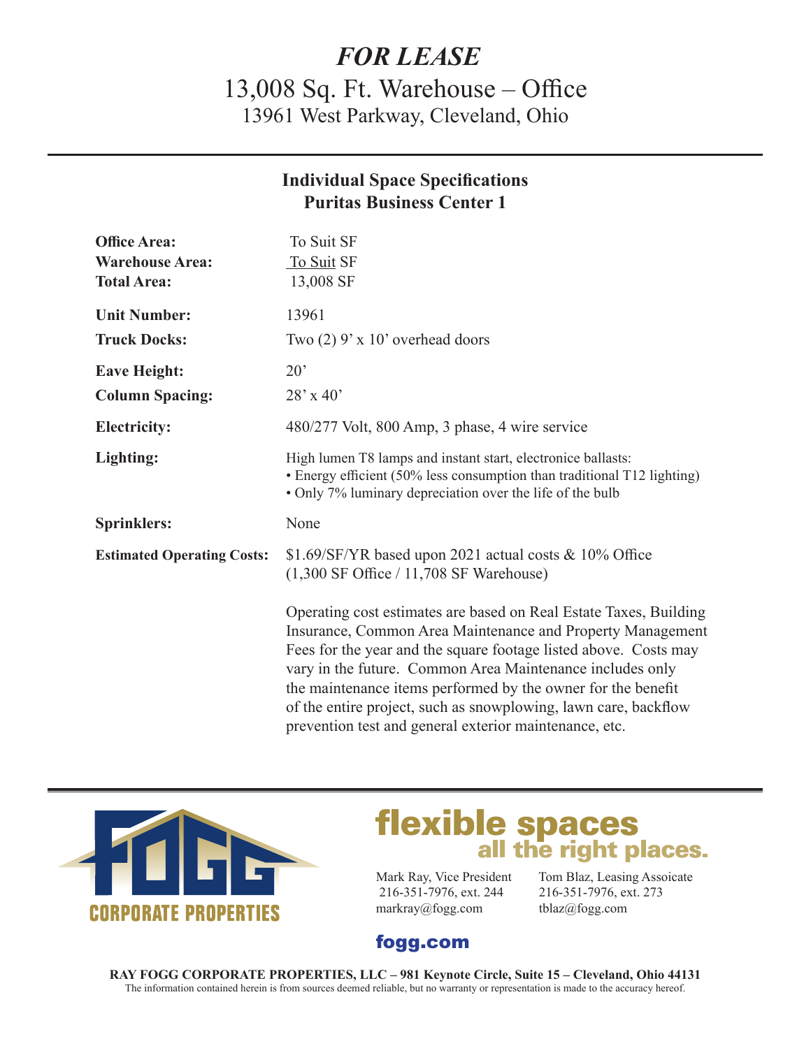# *FOR LEASE*

## 13,008 Sq. Ft. Warehouse – Office

### 13961 West Parkway, Cleveland, Ohio

---

**Individual Space Specifications**
**Puritas Business Center 1**

| | |
|---|---|
| **Office Area:** | To Suit SF |
| **Warehouse Area:** | To Suit SF |
| **Total Area:** | 13,008 SF |
| **Unit Number:** | 13961 |
| **Truck Docks:** | Two (2) 9' x 10' overhead doors |
| **Eave Height:** | 20' |
| **Column Spacing:** | 28' x 40' |
| **Electricity:** | 480/277 Volt, 800 Amp, 3 phase, 4 wire service |
| **Lighting:** | High lumen T8 lamps and instant start, electronice ballasts:<br>• Energy efficient (50% less consumption than traditional T12 lighting)<br>• Only 7% luminary depreciation over the life of the bulb |
| **Sprinklers:** | None |
| **Estimated Operating Costs:** | $1.69/SF/YR based upon 2021 actual costs & 10% Office (1,300 SF Office / 11,708 SF Warehouse) |

Operating cost estimates are based on Real Estate Taxes, Building Insurance, Common Area Maintenance and Property Management Fees for the year and the square footage listed above. Costs may vary in the future. Common Area Maintenance includes only the maintenance items performed by the owner for the benefit of the entire project, such as snowplowing, lawn care, backflow prevention test and general exterior maintenance, etc.

---

FOGG CORPORATE PROPERTIES

**flexible spaces**
**all the right places.**

Mark Ray, Vice President
216-351-7976, ext. 244
markray@fogg.com

Tom Blaz, Leasing Assoicate
216-351-7976, ext. 273
tblaz@fogg.com

**fogg.com**

**RAY FOGG CORPORATE PROPERTIES, LLC – 981 Keynote Circle, Suite 15 – Cleveland, Ohio 44131**
The information contained herein is from sources deemed reliable, but no warranty or representation is made to the accuracy hereof.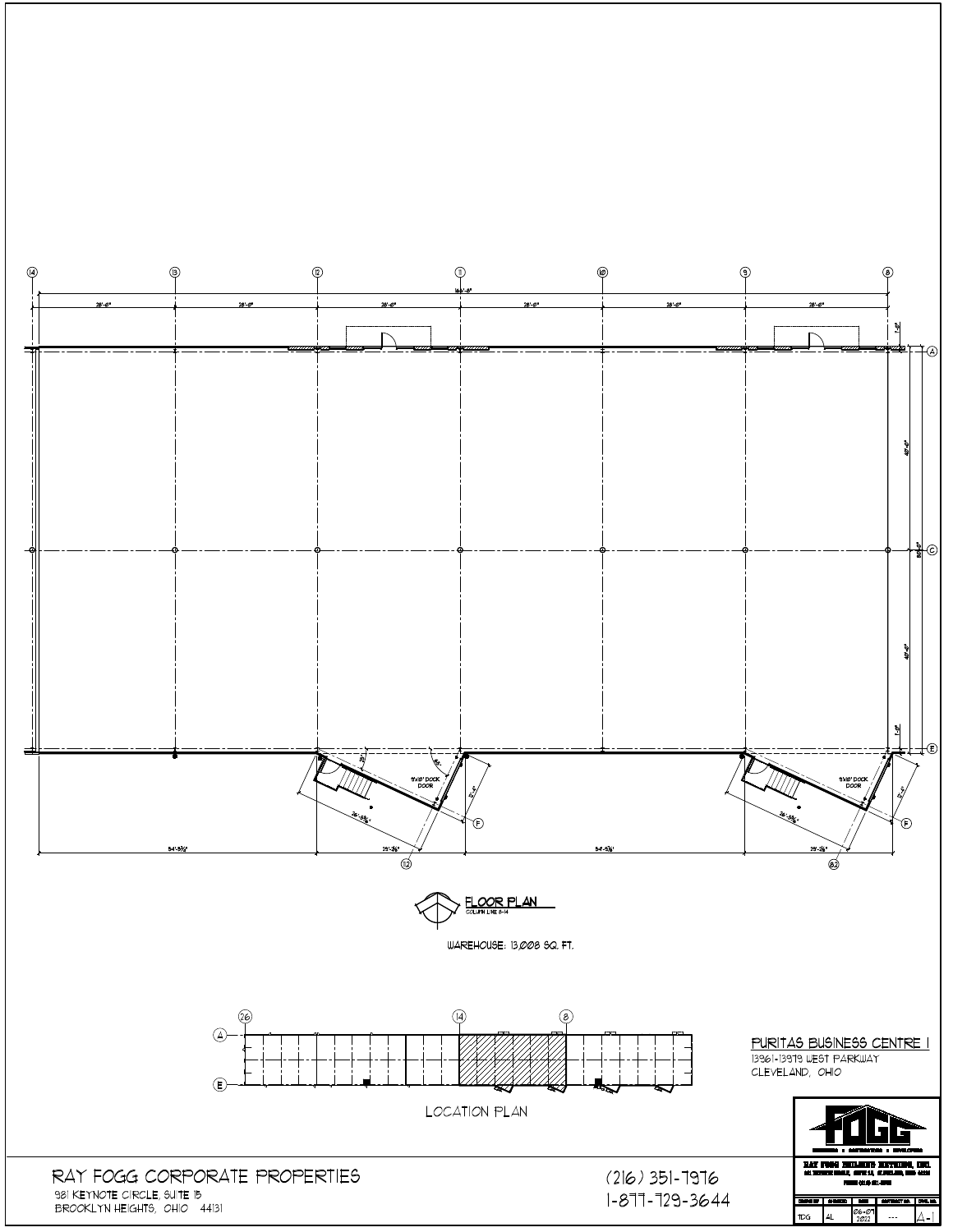## FLOOR PLAN

COLUMN LINE 8-14

WAREHOUSE: 13,008 SQ. FT.

LOCATION PLAN

PURITAS BUSINESS CENTRE I

13961-13979 WEST PARKWAY

CLEVELAND, OHIO

RAY FOGG CORPORATE PROPERTIES

981 KEYNOTE CIRCLE, SUITE 15

BROOKLYN HEIGHTS, OHIO 44131

(216) 351-7976

1-877-729-3644

| DRAWN BY | CHECKED | DATE | CONTRACT NO. | DWG. NO. |
| --- | --- | --- | --- | --- |
| TDG | AL | 06-07 2022 | --- | A-1 |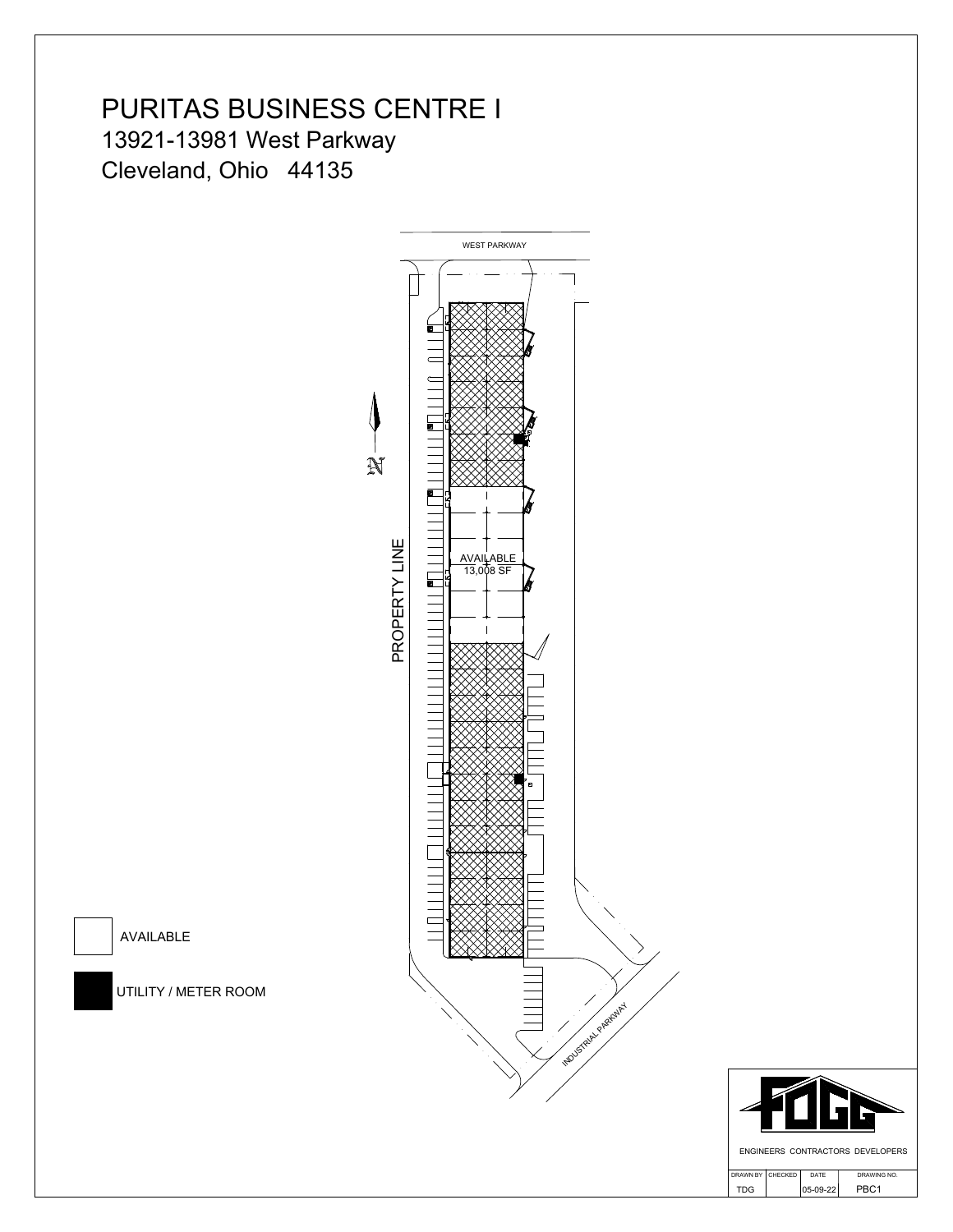# PURITAS BUSINESS CENTRE I

13921-13981 West Parkway
Cleveland, Ohio 44135

WEST PARKWAY

PROPERTY LINE

AVAILABLE
13,008 SF

INDUSTRIAL PARKWAY

N

AVAILABLE

UTILITY / METER ROOM

ENGINEERS CONTRACTORS DEVELOPERS

| DRAWN BY | CHECKED | DATE | DRAWING NO. |
|---|---|---|---|
| TDG | | 05-09-22 | PBC1 |